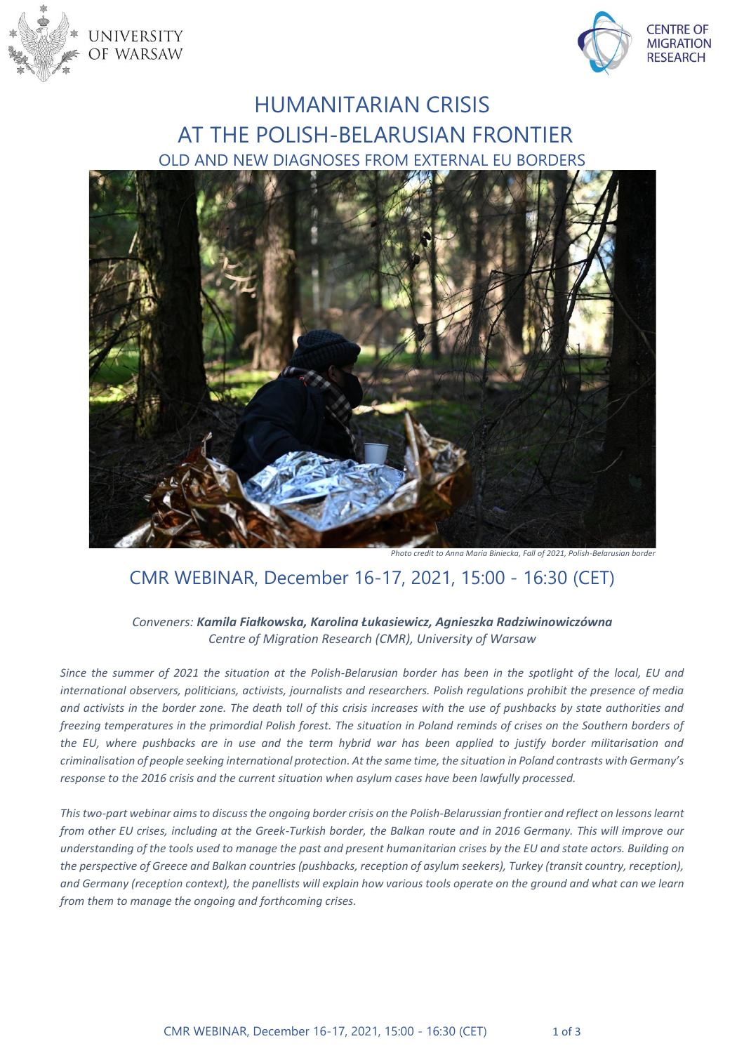UNIVERSITY OF WARSAW

CENTRE OF MIGRATION RESEARCH

# HUMANITARIAN CRISIS AT THE POLISH-BELARUSIAN FRONTIER

## OLD AND NEW DIAGNOSES FROM EXTERNAL EU BORDERS

*Photo credit to Anna Maria Biniecka, Fall of 2021, Polish-Belarusian border*

## CMR WEBINAR, December 16-17, 2021, 15:00 - 16:30 (CET)

*Conveners:* ***Kamila Fiałkowska, Karolina Łukasiewicz, Agnieszka Radziwinowiczówna***
*Centre of Migration Research (CMR), University of Warsaw*

*Since the summer of 2021 the situation at the Polish-Belarusian border has been in the spotlight of the local, EU and international observers, politicians, activists, journalists and researchers. Polish regulations prohibit the presence of media and activists in the border zone. The death toll of this crisis increases with the use of pushbacks by state authorities and freezing temperatures in the primordial Polish forest. The situation in Poland reminds of crises on the Southern borders of the EU, where pushbacks are in use and the term hybrid war has been applied to justify border militarisation and criminalisation of people seeking international protection. At the same time, the situation in Poland contrasts with Germany's response to the 2016 crisis and the current situation when asylum cases have been lawfully processed.*

*This two-part webinar aims to discuss the ongoing border crisis on the Polish-Belarussian frontier and reflect on lessons learnt from other EU crises, including at the Greek-Turkish border, the Balkan route and in 2016 Germany. This will improve our understanding of the tools used to manage the past and present humanitarian crises by the EU and state actors. Building on the perspective of Greece and Balkan countries (pushbacks, reception of asylum seekers), Turkey (transit country, reception), and Germany (reception context), the panellists will explain how various tools operate on the ground and what can we learn from them to manage the ongoing and forthcoming crises.*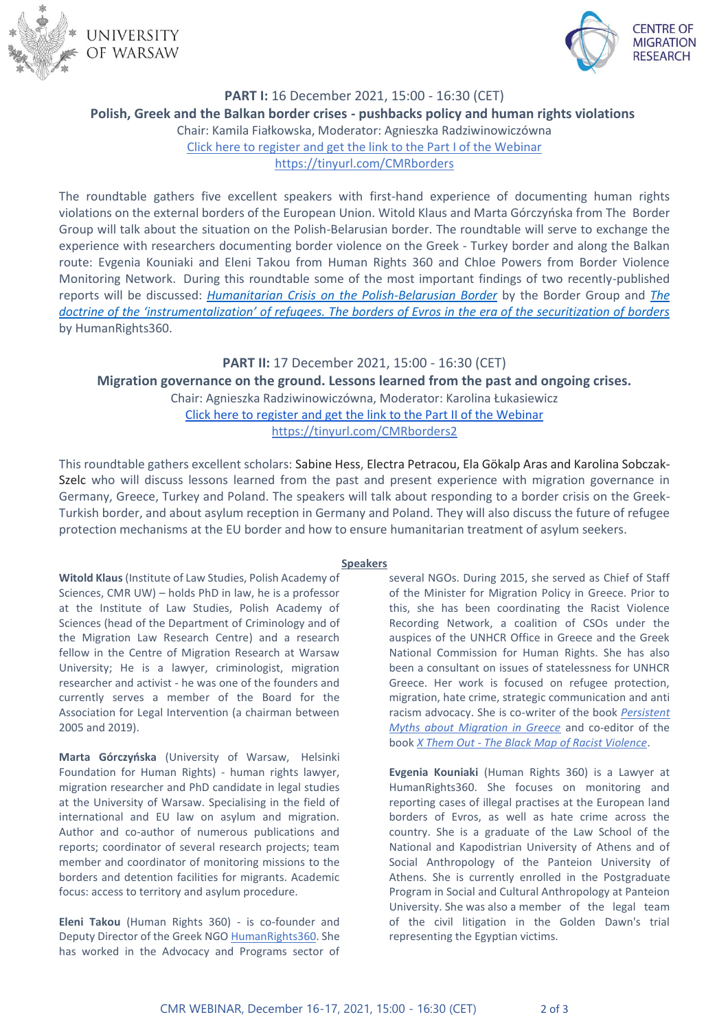UNIVERSITY OF WARSAW

CENTRE OF MIGRATION RESEARCH

## **PART I:** 16 December 2021, 15:00 - 16:30 (CET)

## Polish, Greek and the Balkan border crises - pushbacks policy and human rights violations

Chair: Kamila Fiałkowska, Moderator: Agnieszka Radziwinowiczówna

[Click here to register and get the link to the Part I of the Webinar](https://tinyurl.com/CMRborders)

https://tinyurl.com/CMRborders

The roundtable gathers five excellent speakers with first-hand experience of documenting human rights violations on the external borders of the European Union. Witold Klaus and Marta Górczyńska from The Border Group will talk about the situation on the Polish-Belarusian border. The roundtable will serve to exchange the experience with researchers documenting border violence on the Greek - Turkey border and along the Balkan route: Evgenia Kouniaki and Eleni Takou from Human Rights 360 and Chloe Powers from Border Violence Monitoring Network. During this roundtable some of the most important findings of two recently-published reports will be discussed: *Humanitarian Crisis on the Polish-Belarusian Border* by the Border Group and *The doctrine of the 'instrumentalization' of refugees. The borders of Evros in the era of the securitization of borders* by HumanRights360.

## **PART II:** 17 December 2021, 15:00 - 16:30 (CET)

## Migration governance on the ground. Lessons learned from the past and ongoing crises.

Chair: Agnieszka Radziwinowiczówna, Moderator: Karolina Łukasiewicz

[Click here to register and get the link to the Part II of the Webinar](https://tinyurl.com/CMRborders2)

https://tinyurl.com/CMRborders2

This roundtable gathers excellent scholars: Sabine Hess, Electra Petracou, Ela Gökalp Aras and Karolina Sobczak-Szelc who will discuss lessons learned from the past and present experience with migration governance in Germany, Greece, Turkey and Poland. The speakers will talk about responding to a border crisis on the Greek-Turkish border, and about asylum reception in Germany and Poland. They will also discuss the future of refugee protection mechanisms at the EU border and how to ensure humanitarian treatment of asylum seekers.

### Speakers

**Witold Klaus** (Institute of Law Studies, Polish Academy of Sciences, CMR UW) – holds PhD in law, he is a professor at the Institute of Law Studies, Polish Academy of Sciences (head of the Department of Criminology and of the Migration Law Research Centre) and a research fellow in the Centre of Migration Research at Warsaw University; He is a lawyer, criminologist, migration researcher and activist - he was one of the founders and currently serves a member of the Board for the Association for Legal Intervention (a chairman between 2005 and 2019).

**Marta Górczyńska** (University of Warsaw, Helsinki Foundation for Human Rights) - human rights lawyer, migration researcher and PhD candidate in legal studies at the University of Warsaw. Specialising in the field of international and EU law on asylum and migration. Author and co-author of numerous publications and reports; coordinator of several research projects; team member and coordinator of monitoring missions to the borders and detention facilities for migrants. Academic focus: access to territory and asylum procedure.

**Eleni Takou** (Human Rights 360) - is co-founder and Deputy Director of the Greek NGO HumanRights360. She has worked in the Advocacy and Programs sector of several NGOs. During 2015, she served as Chief of Staff of the Minister for Migration Policy in Greece. Prior to this, she has been coordinating the Racist Violence Recording Network, a coalition of CSOs under the auspices of the UNHCR Office in Greece and the Greek National Commission for Human Rights. She has also been a consultant on issues of statelessness for UNHCR Greece. Her work is focused on refugee protection, migration, hate crime, strategic communication and anti racism advocacy. She is co-writer of the book *Persistent Myths about Migration in Greece* and co-editor of the book *X Them Out - The Black Map of Racist Violence*.

**Evgenia Kouniaki** (Human Rights 360) is a Lawyer at HumanRights360. She focuses on monitoring and reporting cases of illegal practises at the European land borders of Evros, as well as hate crime across the country. She is a graduate of the Law School of the National and Kapodistrian University of Athens and of Social Anthropology of the Panteion University of Athens. She is currently enrolled in the Postgraduate Program in Social and Cultural Anthropology at Panteion University. She was also a member of the legal team of the civil litigation in the Golden Dawn's trial representing the Egyptian victims.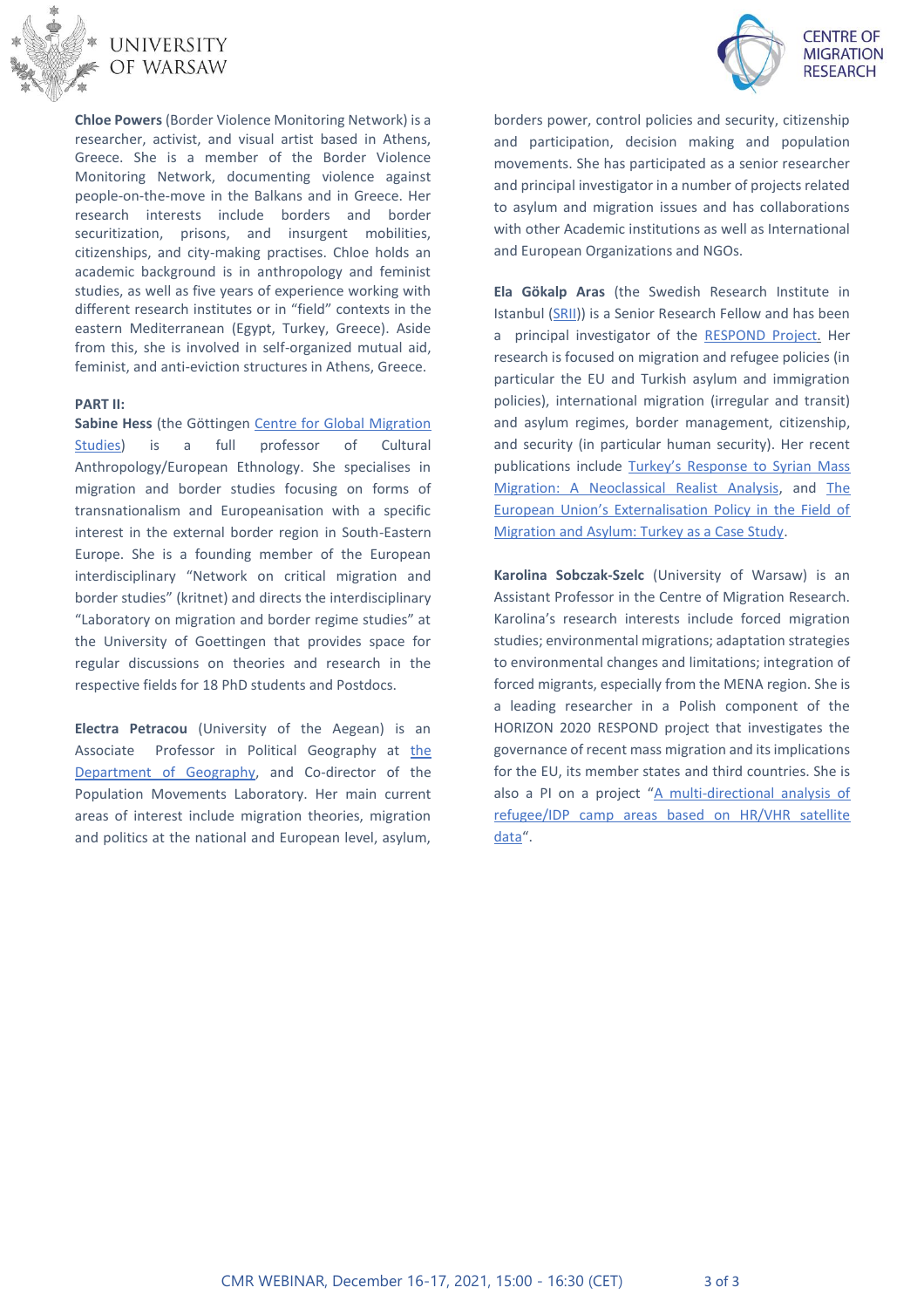**Chloe Powers** (Border Violence Monitoring Network) is a researcher, activist, and visual artist based in Athens, Greece. She is a member of the Border Violence Monitoring Network, documenting violence against people-on-the-move in the Balkans and in Greece. Her research interests include borders and border securitization, prisons, and insurgent mobilities, citizenships, and city-making practises. Chloe holds an academic background is in anthropology and feminist studies, as well as five years of experience working with different research institutes or in "field" contexts in the eastern Mediterranean (Egypt, Turkey, Greece). Aside from this, she is involved in self-organized mutual aid, feminist, and anti-eviction structures in Athens, Greece.

**PART II:**

**Sabine Hess** (the Göttingen Centre for Global Migration Studies) is a full professor of Cultural Anthropology/European Ethnology. She specialises in migration and border studies focusing on forms of transnationalism and Europeanisation with a specific interest in the external border region in South-Eastern Europe. She is a founding member of the European interdisciplinary "Network on critical migration and border studies" (kritnet) and directs the interdisciplinary "Laboratory on migration and border regime studies" at the University of Goettingen that provides space for regular discussions on theories and research in the respective fields for 18 PhD students and Postdocs.

**Electra Petracou** (University of the Aegean) is an Associate Professor in Political Geography at the Department of Geography, and Co-director of the Population Movements Laboratory. Her main current areas of interest include migration theories, migration and politics at the national and European level, asylum, borders power, control policies and security, citizenship and participation, decision making and population movements. She has participated as a senior researcher and principal investigator in a number of projects related to asylum and migration issues and has collaborations with other Academic institutions as well as International and European Organizations and NGOs.

**Ela Gökalp Aras** (the Swedish Research Institute in Istanbul (SRII)) is a Senior Research Fellow and has been a principal investigator of the RESPOND Project. Her research is focused on migration and refugee policies (in particular the EU and Turkish asylum and immigration policies), international migration (irregular and transit) and asylum regimes, border management, citizenship, and security (in particular human security). Her recent publications include Turkey's Response to Syrian Mass Migration: A Neoclassical Realist Analysis, and The European Union's Externalisation Policy in the Field of Migration and Asylum: Turkey as a Case Study.

**Karolina Sobczak-Szelc** (University of Warsaw) is an Assistant Professor in the Centre of Migration Research. Karolina's research interests include forced migration studies; environmental migrations; adaptation strategies to environmental changes and limitations; integration of forced migrants, especially from the MENA region. She is a leading researcher in a Polish component of the HORIZON 2020 RESPOND project that investigates the governance of recent mass migration and its implications for the EU, its member states and third countries. She is also a PI on a project "A multi-directional analysis of refugee/IDP camp areas based on HR/VHR satellite data".